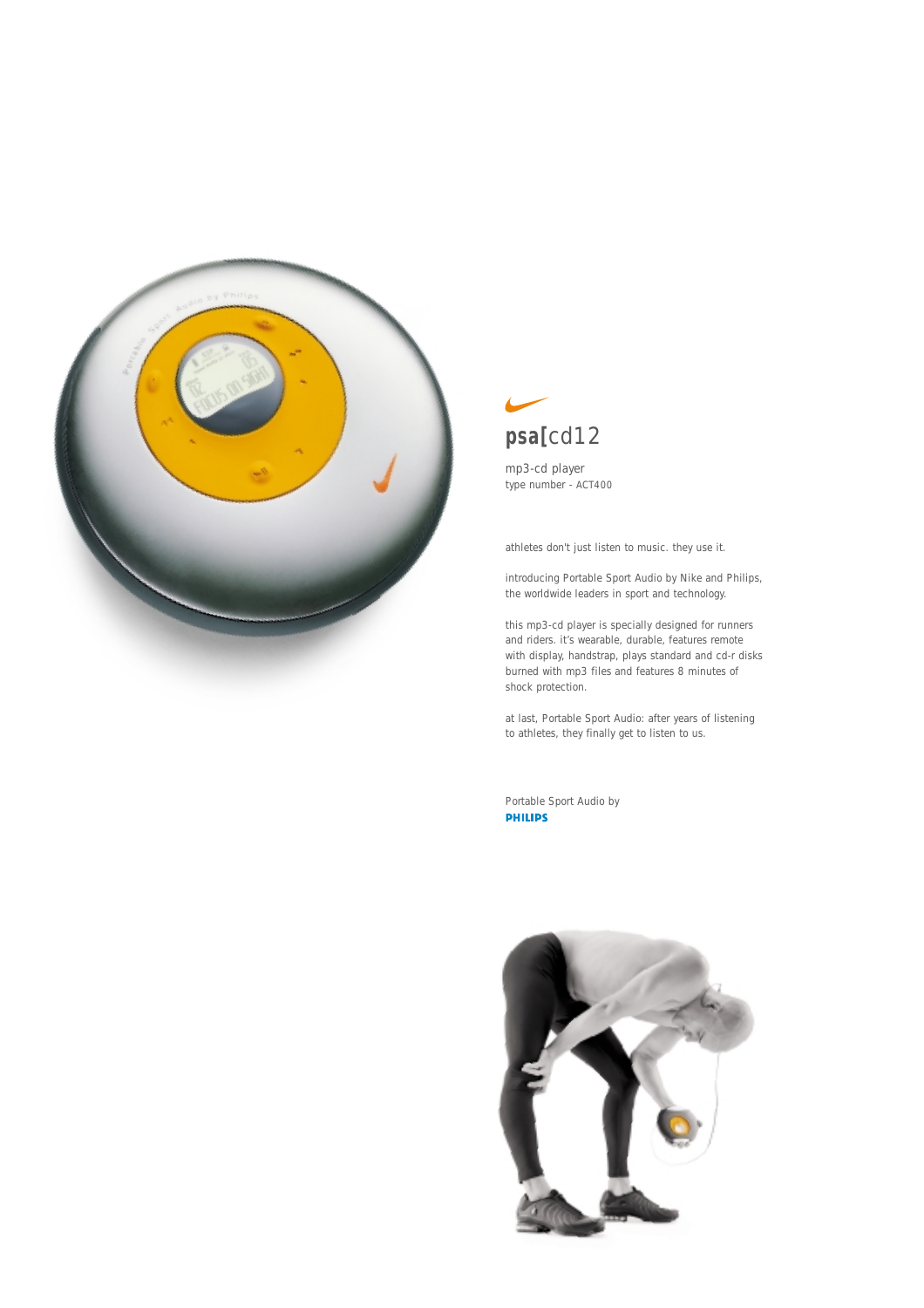# psa[cd12

mp3-cd player
type number - ACT400

athletes don't just listen to music. they use it.

introducing Portable Sport Audio by Nike and Philips, the worldwide leaders in sport and technology.

this mp3-cd player is specially designed for runners and riders. it's wearable, durable, features remote with display, handstrap, plays standard and cd-r disks burned with mp3 files and features 8 minutes of shock protection.

at last, Portable Sport Audio: after years of listening to athletes, they finally get to listen to us.

Portable Sport Audio by
**PHILIPS**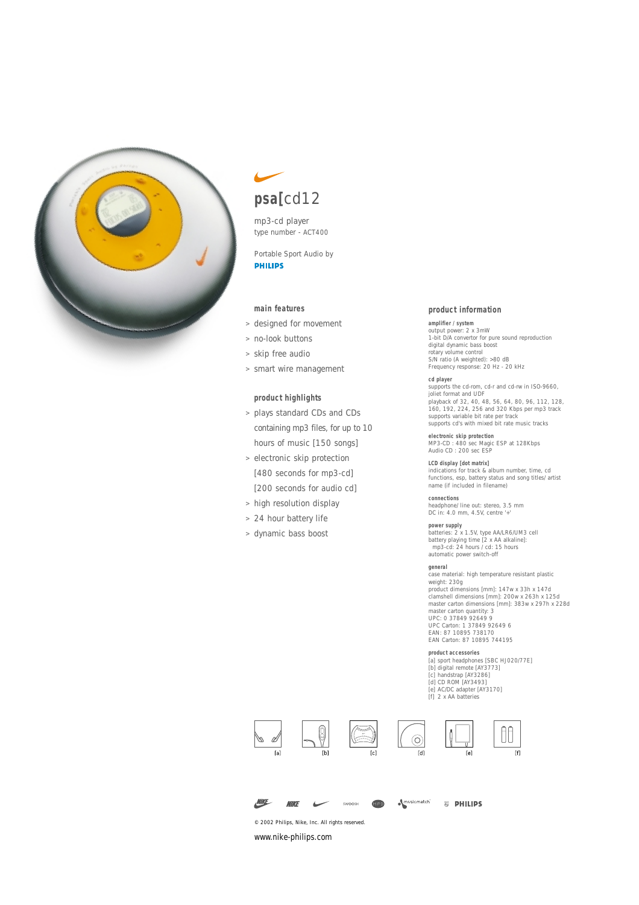# psa[cd12

mp3-cd player
type number - ACT400

Portable Sport Audio by
PHILIPS

## main features

> designed for movement
> no-look buttons
> skip free audio
> smart wire management

## product highlights

> plays standard CDs and CDs containing mp3 files, for up to 10 hours of music [150 songs]
> electronic skip protection [480 seconds for mp3-cd] [200 seconds for audio cd]
> high resolution display
> 24 hour battery life
> dynamic bass boost

## product information

**amplifier / system**
output power: 2 x 3mW
1-bit D/A convertor for pure sound reproduction
digital dynamic bass boost
rotary volume control
S/N ratio (A weighted): >80 dB
Frequency response: 20 Hz - 20 kHz

**cd player**
supports the cd-rom, cd-r and cd-rw in ISO-9660, joliet format and UDF
playback of 32, 40, 48, 56, 64, 80, 96, 112, 128, 160, 192, 224, 256 and 320 Kbps per mp3 track
supports variable bit rate per track
supports cd's with mixed bit rate music tracks

**electronic skip protection**
MP3-CD : 480 sec Magic ESP at 128Kbps
Audio CD : 200 sec ESP

**LCD display [dot matrix]**
indications for track & album number, time, cd functions, esp, battery status and song titles/ artist name (if included in filename)

**connections**
headphone/ line out: stereo, 3.5 mm
DC in: 4.0 mm, 4.5V, centre '+'

**power supply**
batteries: 2 x 1.5V, type AA/LR6/UM3 cell
battery playing time [2 x AA alkaline]:
mp3-cd: 24 hours / cd: 15 hours
automatic power switch-off

**general**
case material: high temperature resistant plastic
weight: 230g
product dimensions [mm]: 147w x 33h x 147d
clamshell dimensions [mm]: 200w x 263h x 125d
master carton dimensions [mm]: 383w x 297h x 228d
master carton quantity: 3
UPC: 0 37849 92649 9
UPC Carton: 1 37849 92649 6
EAN: 87 10895 738170
EAN Carton: 87 10895 744195

**product accessories**
[a] sport headphones [SBC HJ020/77E]
[b] digital remote [AY3773]
[c] handstrap [AY3286]
[d] CD ROM [AY3493]
[e] AC/DC adapter [AY3170]
[f] 2 x AA batteries

[a] [b] [c] [d] [e] [f]

© 2002 Philips, Nike, Inc. All rights reserved.

www.nike-philips.com